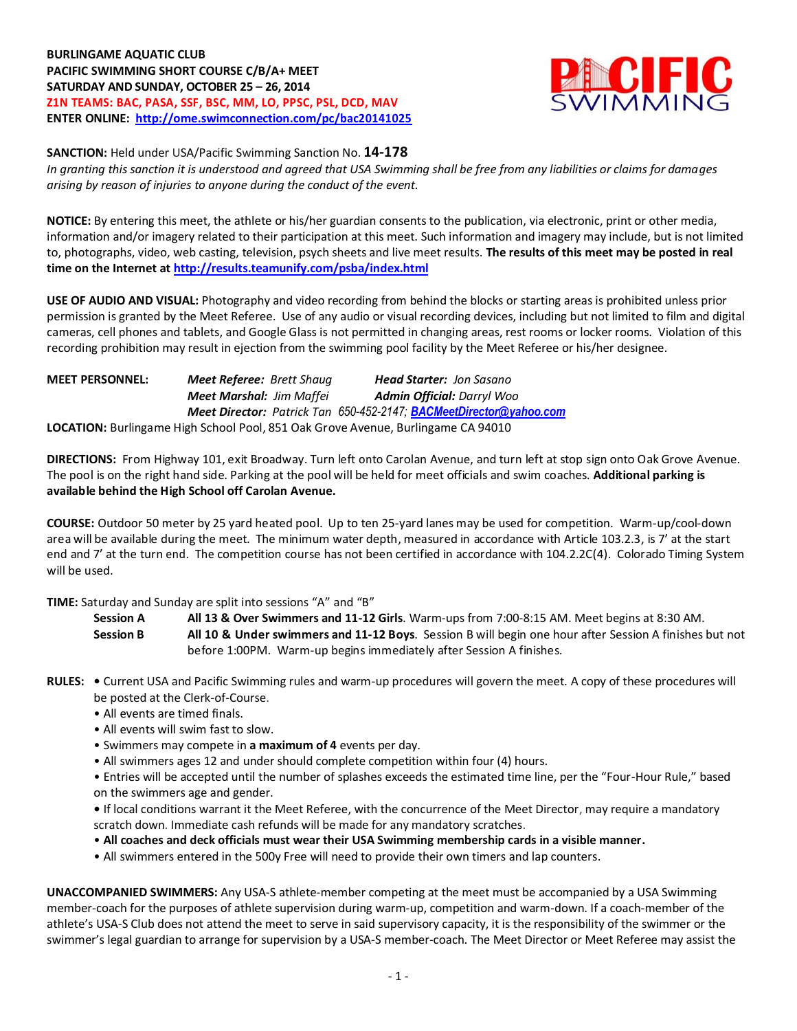**BURLINGAME AQUATIC CLUB**
**PACIFIC SWIMMING SHORT COURSE C/B/A+ MEET**
**SATURDAY AND SUNDAY, OCTOBER 25 – 26, 2014**
**Z1N TEAMS: BAC, PASA, SSF, BSC, MM, LO, PPSC, PSL, DCD, MAV**
**ENTER ONLINE: [http://ome.swimconnection.com/pc/bac20141025](http://ome.swimconnection.com/pc/bac20141025)**

**SANCTION:** Held under USA/Pacific Swimming Sanction No. **14-178**
*In granting this sanction it is understood and agreed that USA Swimming shall be free from any liabilities or claims for damages arising by reason of injuries to anyone during the conduct of the event.*

**NOTICE:** By entering this meet, the athlete or his/her guardian consents to the publication, via electronic, print or other media, information and/or imagery related to their participation at this meet. Such information and imagery may include, but is not limited to, photographs, video, web casting, television, psych sheets and live meet results. **The results of this meet may be posted in real time on the Internet at [http://results.teamunify.com/psba/index.html](http://results.teamunify.com/psba/index.html)**

**USE OF AUDIO AND VISUAL:** Photography and video recording from behind the blocks or starting areas is prohibited unless prior permission is granted by the Meet Referee. Use of any audio or visual recording devices, including but not limited to film and digital cameras, cell phones and tablets, and Google Glass is not permitted in changing areas, rest rooms or locker rooms. Violation of this recording prohibition may result in ejection from the swimming pool facility by the Meet Referee or his/her designee.

**MEET PERSONNEL:**
*Meet Referee:* Brett Shaug — *Head Starter:* Jon Sasano
*Meet Marshal:* Jim Maffei — *Admin Official:* Darryl Woo
*Meet Director:* Patrick Tan 650-452-2147; **BACMeetDirector@yahoo.com**

**LOCATION:** Burlingame High School Pool, 851 Oak Grove Avenue, Burlingame CA 94010

**DIRECTIONS:** From Highway 101, exit Broadway. Turn left onto Carolan Avenue, and turn left at stop sign onto Oak Grove Avenue. The pool is on the right hand side. Parking at the pool will be held for meet officials and swim coaches. **Additional parking is available behind the High School off Carolan Avenue.**

**COURSE:** Outdoor 50 meter by 25 yard heated pool. Up to ten 25-yard lanes may be used for competition. Warm-up/cool-down area will be available during the meet. The minimum water depth, measured in accordance with Article 103.2.3, is 7' at the start end and 7' at the turn end. The competition course has not been certified in accordance with 104.2.2C(4). Colorado Timing System will be used.

**TIME:** Saturday and Sunday are split into sessions "A" and "B"

**Session A** — **All 13 & Over Swimmers and 11-12 Girls**. Warm-ups from 7:00-8:15 AM. Meet begins at 8:30 AM.

**Session B** — **All 10 & Under swimmers and 11-12 Boys**. Session B will begin one hour after Session A finishes but not before 1:00PM. Warm-up begins immediately after Session A finishes.

**RULES:**
- Current USA and Pacific Swimming rules and warm-up procedures will govern the meet. A copy of these procedures will be posted at the Clerk-of-Course.
- All events are timed finals.
- All events will swim fast to slow.
- Swimmers may compete in **a maximum of 4** events per day.
- All swimmers ages 12 and under should complete competition within four (4) hours.
- Entries will be accepted until the number of splashes exceeds the estimated time line, per the "Four-Hour Rule," based on the swimmers age and gender.
- If local conditions warrant it the Meet Referee, with the concurrence of the Meet Director, may require a mandatory scratch down. Immediate cash refunds will be made for any mandatory scratches.
- **All coaches and deck officials must wear their USA Swimming membership cards in a visible manner.**
- All swimmers entered in the 500y Free will need to provide their own timers and lap counters.

**UNACCOMPANIED SWIMMERS:** Any USA-S athlete-member competing at the meet must be accompanied by a USA Swimming member-coach for the purposes of athlete supervision during warm-up, competition and warm-down. If a coach-member of the athlete's USA-S Club does not attend the meet to serve in said supervisory capacity, it is the responsibility of the swimmer or the swimmer's legal guardian to arrange for supervision by a USA-S member-coach. The Meet Director or Meet Referee may assist the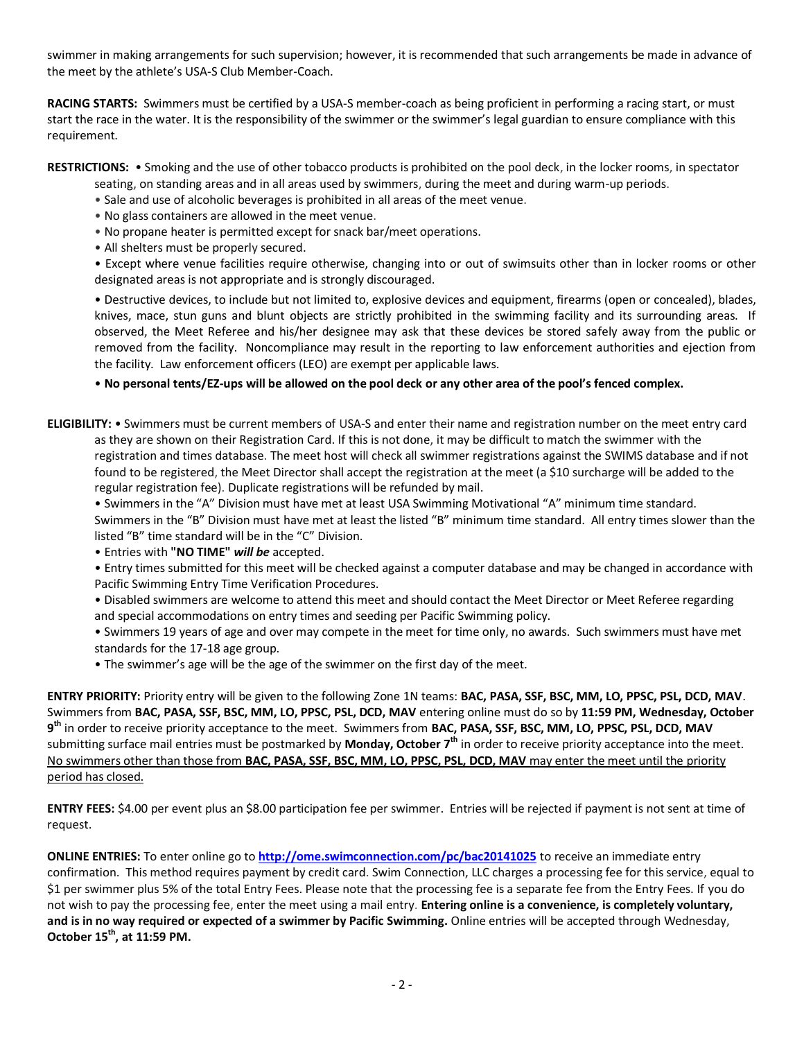swimmer in making arrangements for such supervision; however, it is recommended that such arrangements be made in advance of the meet by the athlete's USA-S Club Member-Coach.

**RACING STARTS:** Swimmers must be certified by a USA-S member-coach as being proficient in performing a racing start, or must start the race in the water. It is the responsibility of the swimmer or the swimmer's legal guardian to ensure compliance with this requirement.

**RESTRICTIONS:** • Smoking and the use of other tobacco products is prohibited on the pool deck, in the locker rooms, in spectator seating, on standing areas and in all areas used by swimmers, during the meet and during warm-up periods.

- Sale and use of alcoholic beverages is prohibited in all areas of the meet venue.
- No glass containers are allowed in the meet venue.
- No propane heater is permitted except for snack bar/meet operations.
- All shelters must be properly secured.
- Except where venue facilities require otherwise, changing into or out of swimsuits other than in locker rooms or other designated areas is not appropriate and is strongly discouraged.
- Destructive devices, to include but not limited to, explosive devices and equipment, firearms (open or concealed), blades, knives, mace, stun guns and blunt objects are strictly prohibited in the swimming facility and its surrounding areas. If observed, the Meet Referee and his/her designee may ask that these devices be stored safely away from the public or removed from the facility. Noncompliance may result in the reporting to law enforcement authorities and ejection from the facility. Law enforcement officers (LEO) are exempt per applicable laws.
- **No personal tents/EZ-ups will be allowed on the pool deck or any other area of the pool's fenced complex.**

**ELIGIBILITY:** • Swimmers must be current members of USA-S and enter their name and registration number on the meet entry card as they are shown on their Registration Card. If this is not done, it may be difficult to match the swimmer with the registration and times database. The meet host will check all swimmer registrations against the SWIMS database and if not found to be registered, the Meet Director shall accept the registration at the meet (a $10 surcharge will be added to the regular registration fee). Duplicate registrations will be refunded by mail.

- Swimmers in the "A" Division must have met at least USA Swimming Motivational "A" minimum time standard. Swimmers in the "B" Division must have met at least the listed "B" minimum time standard. All entry times slower than the listed "B" time standard will be in the "C" Division.
- Entries with **"NO TIME"** ***will be*** accepted.
- Entry times submitted for this meet will be checked against a computer database and may be changed in accordance with Pacific Swimming Entry Time Verification Procedures.
- Disabled swimmers are welcome to attend this meet and should contact the Meet Director or Meet Referee regarding and special accommodations on entry times and seeding per Pacific Swimming policy.
- Swimmers 19 years of age and over may compete in the meet for time only, no awards. Such swimmers must have met standards for the 17-18 age group.
- The swimmer's age will be the age of the swimmer on the first day of the meet.

**ENTRY PRIORITY:** Priority entry will be given to the following Zone 1N teams: **BAC, PASA, SSF, BSC, MM, LO, PPSC, PSL, DCD, MAV**. Swimmers from **BAC, PASA, SSF, BSC, MM, LO, PPSC, PSL, DCD, MAV** entering online must do so by **11:59 PM, Wednesday, October 9th** in order to receive priority acceptance to the meet. Swimmers from **BAC, PASA, SSF, BSC, MM, LO, PPSC, PSL, DCD, MAV** submitting surface mail entries must be postmarked by **Monday, October 7th** in order to receive priority acceptance into the meet. <u>No swimmers other than those from **BAC, PASA, SSF, BSC, MM, LO, PPSC, PSL, DCD, MAV** may enter the meet until the priority period has closed.</u>

**ENTRY FEES:** $4.00 per event plus an $8.00 participation fee per swimmer. Entries will be rejected if payment is not sent at time of request.

**ONLINE ENTRIES:** To enter online go to **http://ome.swimconnection.com/pc/bac20141025** to receive an immediate entry confirmation. This method requires payment by credit card. Swim Connection, LLC charges a processing fee for this service, equal to $1 per swimmer plus 5% of the total Entry Fees. Please note that the processing fee is a separate fee from the Entry Fees. If you do not wish to pay the processing fee, enter the meet using a mail entry. **Entering online is a convenience, is completely voluntary, and is in no way required or expected of a swimmer by Pacific Swimming.** Online entries will be accepted through Wednesday, **October 15th, at 11:59 PM.**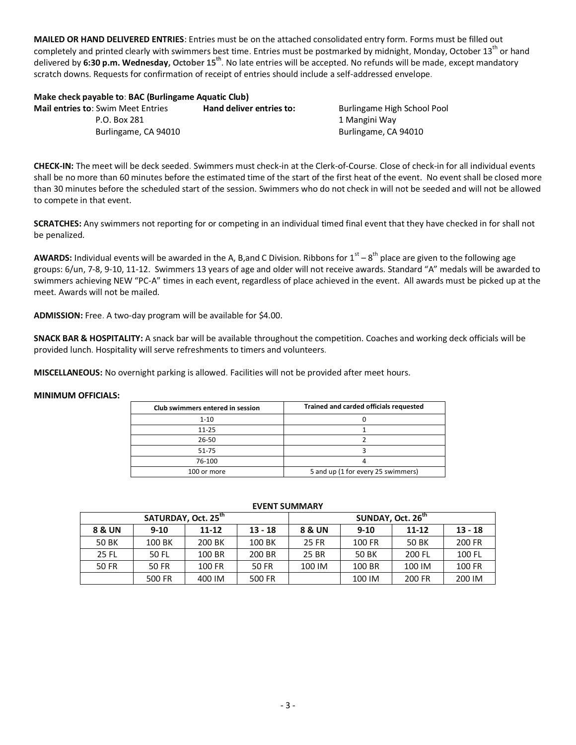**MAILED OR HAND DELIVERED ENTRIES**: Entries must be on the attached consolidated entry form. Forms must be filled out completely and printed clearly with swimmers best time. Entries must be postmarked by midnight, Monday, October 13th or hand delivered by **6:30 p.m. Wednesday, October 15th**. No late entries will be accepted. No refunds will be made, except mandatory scratch downs. Requests for confirmation of receipt of entries should include a self-addressed envelope.

**Make check payable to**: **BAC (Burlingame Aquatic Club)**

**Mail entries to**: Swim Meet Entries
P.O. Box 281
Burlingame, CA 94010

**Hand deliver entries to:**
Burlingame High School Pool
1 Mangini Way
Burlingame, CA 94010

**CHECK-IN:** The meet will be deck seeded. Swimmers must check-in at the Clerk-of-Course. Close of check-in for all individual events shall be no more than 60 minutes before the estimated time of the start of the first heat of the event. No event shall be closed more than 30 minutes before the scheduled start of the session. Swimmers who do not check in will not be seeded and will not be allowed to compete in that event.

**SCRATCHES:** Any swimmers not reporting for or competing in an individual timed final event that they have checked in for shall not be penalized.

**AWARDS:** Individual events will be awarded in the A, B,and C Division. Ribbons for 1st – 8th place are given to the following age groups: 6/un, 7-8, 9-10, 11-12. Swimmers 13 years of age and older will not receive awards. Standard "A" medals will be awarded to swimmers achieving NEW "PC-A" times in each event, regardless of place achieved in the event. All awards must be picked up at the meet. Awards will not be mailed.

**ADMISSION:** Free. A two-day program will be available for $4.00.

**SNACK BAR & HOSPITALITY:** A snack bar will be available throughout the competition. Coaches and working deck officials will be provided lunch. Hospitality will serve refreshments to timers and volunteers.

**MISCELLANEOUS:** No overnight parking is allowed. Facilities will not be provided after meet hours.

**MINIMUM OFFICIALS:**

| Club swimmers entered in session | Trained and carded officials requested |
|---|---|
| 1-10 | 0 |
| 11-25 | 1 |
| 26-50 | 2 |
| 51-75 | 3 |
| 76-100 | 4 |
| 100 or more | 5 and up (1 for every 25 swimmers) |

**EVENT SUMMARY**

| SATURDAY, Oct. 25th | | | | SUNDAY, Oct. 26th | | | |
|---|---|---|---|---|---|---|---|
| **8 & UN** | **9-10** | **11-12** | **13 - 18** | **8 & UN** | **9-10** | **11-12** | **13 - 18** |
| 50 BK | 100 BK | 200 BK | 100 BK | 25 FR | 100 FR | 50 BK | 200 FR |
| 25 FL | 50 FL | 100 BR | 200 BR | 25 BR | 50 BK | 200 FL | 100 FL |
| 50 FR | 50 FR | 100 FR | 50 FR | 100 IM | 100 BR | 100 IM | 100 FR |
| | 500 FR | 400 IM | 500 FR | | 100 IM | 200 FR | 200 IM |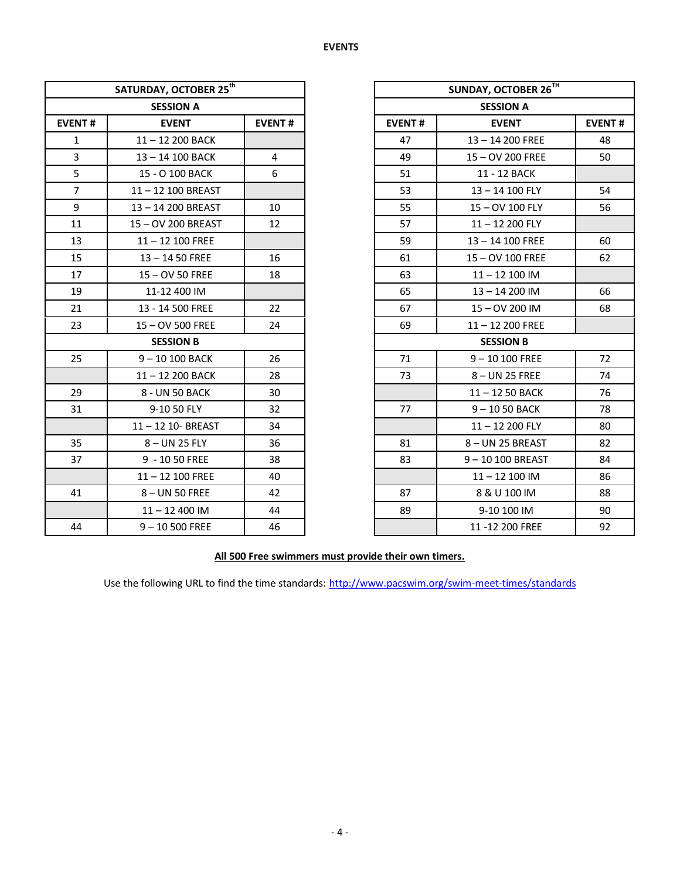**EVENTS**

| SATURDAY, OCTOBER 25th | | |
|---|---|---|
| **SESSION A** | | |
| **EVENT #** | **EVENT** | **EVENT #** |
| 1 | 11 – 12 200 BACK | |
| 3 | 13 – 14 100 BACK | 4 |
| 5 | 15 - O 100 BACK | 6 |
| 7 | 11 – 12 100 BREAST | |
| 9 | 13 – 14 200 BREAST | 10 |
| 11 | 15 – OV 200 BREAST | 12 |
| 13 | 11 – 12 100 FREE | |
| 15 | 13 – 14 50 FREE | 16 |
| 17 | 15 – OV 50 FREE | 18 |
| 19 | 11-12 400 IM | |
| 21 | 13 - 14 500 FREE | 22 |
| 23 | 15 – OV 500 FREE | 24 |
| **SESSION B** | | |
| 25 | 9 – 10 100 BACK | 26 |
| | 11 – 12 200 BACK | 28 |
| 29 | 8 - UN 50 BACK | 30 |
| 31 | 9-10 50 FLY | 32 |
| | 11 – 12 10- BREAST | 34 |
| 35 | 8 – UN 25 FLY | 36 |
| 37 | 9 - 10 50 FREE | 38 |
| | 11 – 12 100 FREE | 40 |
| 41 | 8 – UN 50 FREE | 42 |
| | 11 – 12 400 IM | 44 |
| 44 | 9 – 10 500 FREE | 46 |

| SUNDAY, OCTOBER 26TH | | |
|---|---|---|
| **SESSION A** | | |
| **EVENT #** | **EVENT** | **EVENT #** |
| 47 | 13 – 14 200 FREE | 48 |
| 49 | 15 – OV 200 FREE | 50 |
| 51 | 11 - 12 BACK | |
| 53 | 13 – 14 100 FLY | 54 |
| 55 | 15 – OV 100 FLY | 56 |
| 57 | 11 – 12 200 FLY | |
| 59 | 13 – 14 100 FREE | 60 |
| 61 | 15 – OV 100 FREE | 62 |
| 63 | 11 – 12 100 IM | |
| 65 | 13 – 14 200 IM | 66 |
| 67 | 15 – OV 200 IM | 68 |
| 69 | 11 – 12 200 FREE | |
| **SESSION B** | | |
| 71 | 9 – 10 100 FREE | 72 |
| 73 | 8 – UN 25 FREE | 74 |
| | 11 – 12 50 BACK | 76 |
| 77 | 9 – 10 50 BACK | 78 |
| | 11 – 12 200 FLY | 80 |
| 81 | 8 – UN 25 BREAST | 82 |
| 83 | 9 – 10 100 BREAST | 84 |
| | 11 – 12 100 IM | 86 |
| 87 | 8 & U 100 IM | 88 |
| 89 | 9-10 100 IM | 90 |
| | 11 -12 200 FREE | 92 |

**All 500 Free swimmers must provide their own timers.**

Use the following URL to find the time standards: http://www.pacswim.org/swim-meet-times/standards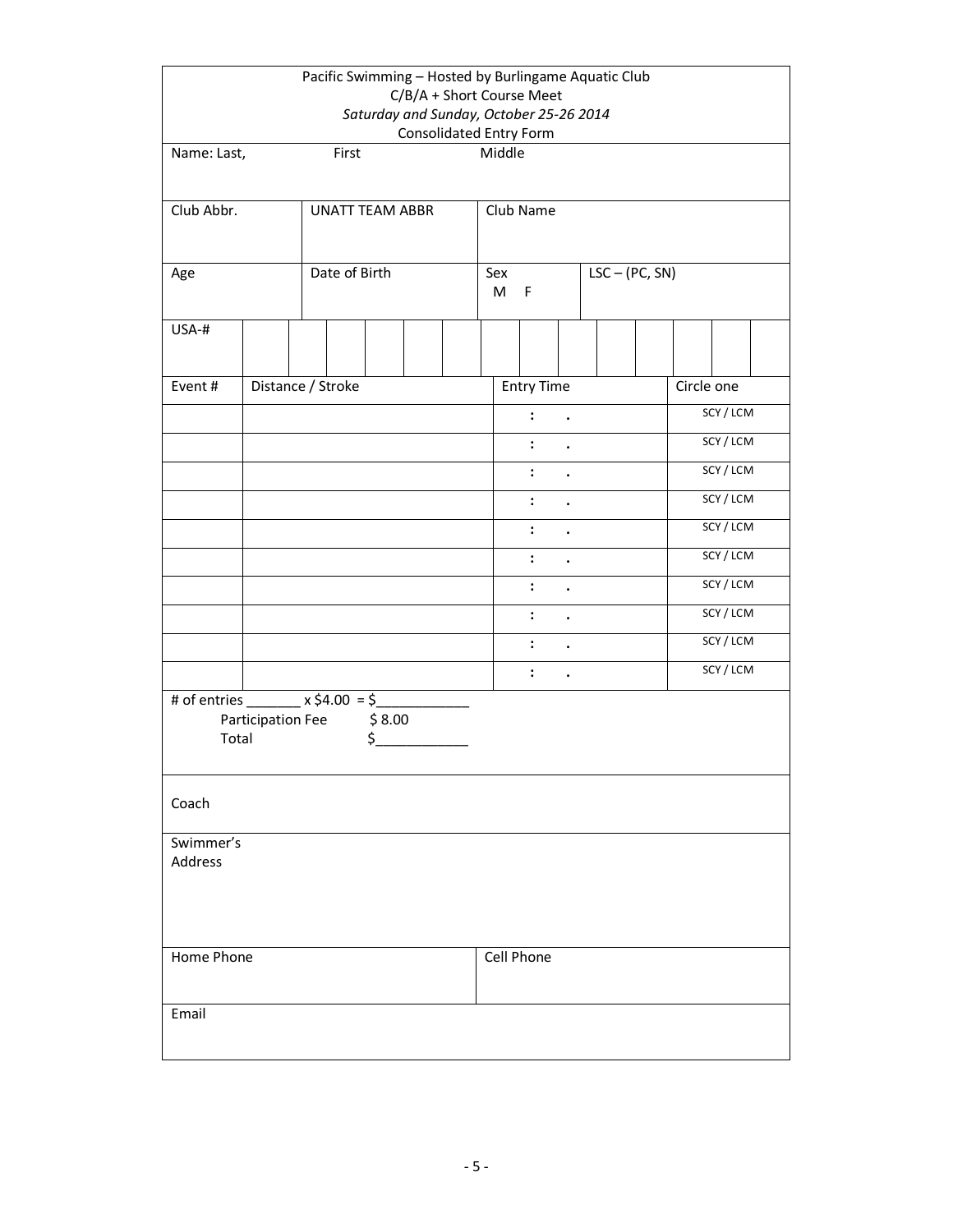Pacific Swimming – Hosted by Burlingame Aquatic Club

C/B/A + Short Course Meet

*Saturday and Sunday, October 25-26 2014*

Consolidated Entry Form

| Name: Last, | First | Middle |
|---|---|---|
| | | |

| Club Abbr. | UNATT TEAM ABBR | Club Name |
|---|---|---|
| | | |

| Age | Date of Birth | Sex M F | LSC – (PC, SN) |
|---|---|---|---|
| | | | |

| USA-# | | | | | | | | | | | | | | |
|---|---|---|---|---|---|---|---|---|---|---|---|---|---|---|
| | | | | | | | | | | | | | | |

| Event # | Distance / Stroke | Entry Time | Circle one |
|---|---|---|---|
| | | : . | SCY / LCM |
| | | : . | SCY / LCM |
| | | : . | SCY / LCM |
| | | : . | SCY / LCM |
| | | : . | SCY / LCM |
| | | : . | SCY / LCM |
| | | : . | SCY / LCM |
| | | : . | SCY / LCM |
| | | : . | SCY / LCM |
| | | : . | SCY / LCM |

\# of entries _______ x $4.00 = $____________

Participation Fee $ 8.00

Total $____________

Coach

Swimmer's Address

| Home Phone | Cell Phone |
|---|---|
| | |

Email